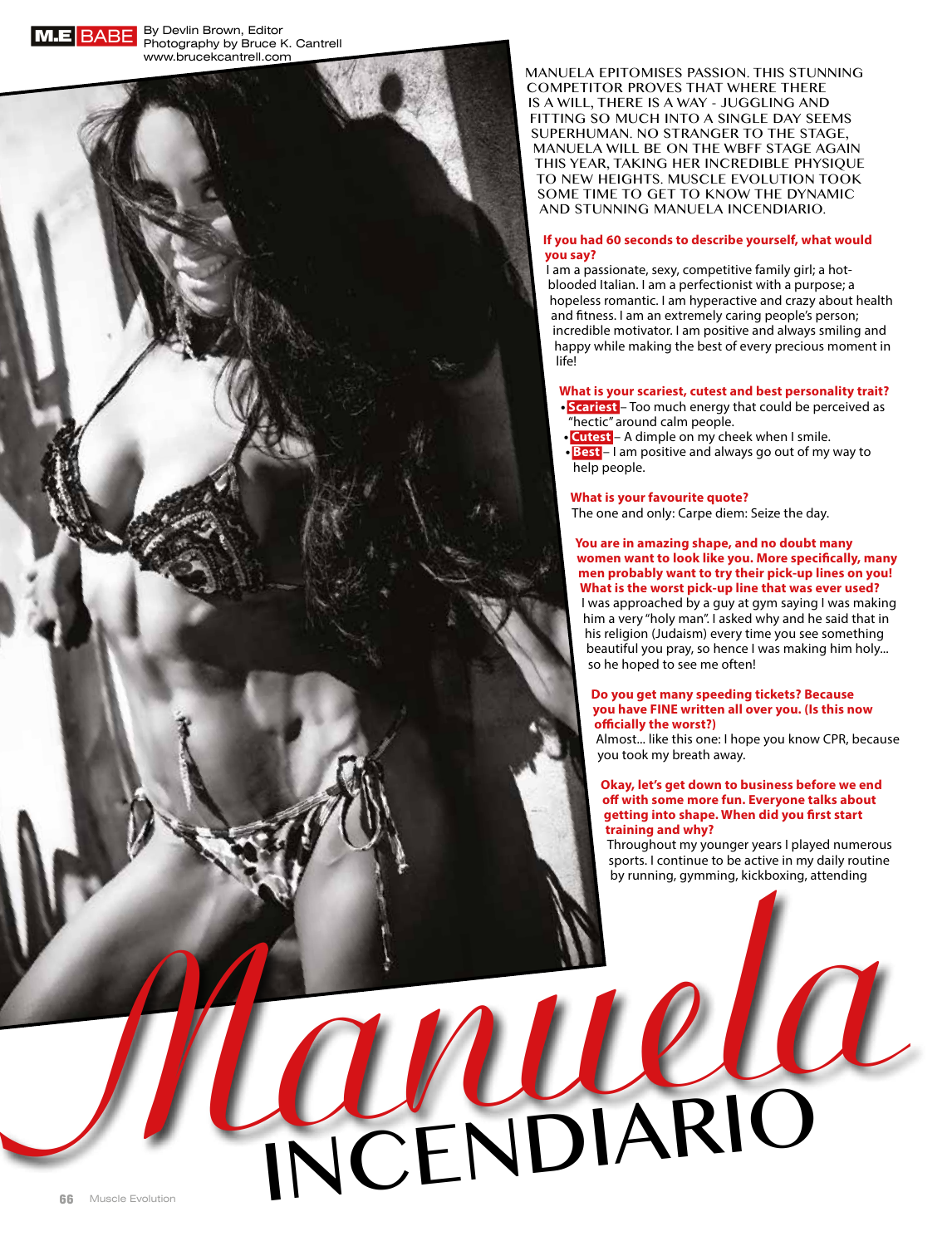M.E BABE

By Devlin Brown, Editor
Photography by Bruce K. Cantrell
www.brucekcantrell.com

# Manuela INCENDIARIO

MANUELA EPITOMISES PASSION. THIS STUNNING COMPETITOR PROVES THAT WHERE THERE IS A WILL, THERE IS A WAY - JUGGLING AND FITTING SO MUCH INTO A SINGLE DAY SEEMS SUPERHUMAN. NO STRANGER TO THE STAGE, MANUELA WILL BE ON THE WBFF STAGE AGAIN THIS YEAR, TAKING HER INCREDIBLE PHYSIQUE TO NEW HEIGHTS. MUSCLE EVOLUTION TOOK SOME TIME TO GET TO KNOW THE DYNAMIC AND STUNNING MANUELA INCENDIARIO.

**If you had 60 seconds to describe yourself, what would you say?**

I am a passionate, sexy, competitive family girl; a hot-blooded Italian. I am a perfectionist with a purpose; a hopeless romantic. I am hyperactive and crazy about health and fitness. I am an extremely caring people's person; incredible motivator. I am positive and always smiling and happy while making the best of every precious moment in life!

**What is your scariest, cutest and best personality trait?**

- **Scariest** – Too much energy that could be perceived as "hectic" around calm people.
- **Cutest** – A dimple on my cheek when I smile.
- **Best** – I am positive and always go out of my way to help people.

**What is your favourite quote?**

The one and only: Carpe diem: Seize the day.

**You are in amazing shape, and no doubt many women want to look like you. More specifically, many men probably want to try their pick-up lines on you! What is the worst pick-up line that was ever used?**

I was approached by a guy at gym saying I was making him a very "holy man". I asked why and he said that in his religion (Judaism) every time you see something beautiful you pray, so hence I was making him holy... so he hoped to see me often!

**Do you get many speeding tickets? Because you have FINE written all over you. (Is this now officially the worst?)**

Almost... like this one: I hope you know CPR, because you took my breath away.

**Okay, let's get down to business before we end off with some more fun. Everyone talks about getting into shape. When did you first start training and why?**

Throughout my younger years I played numerous sports. I continue to be active in my daily routine by running, gymming, kickboxing, attending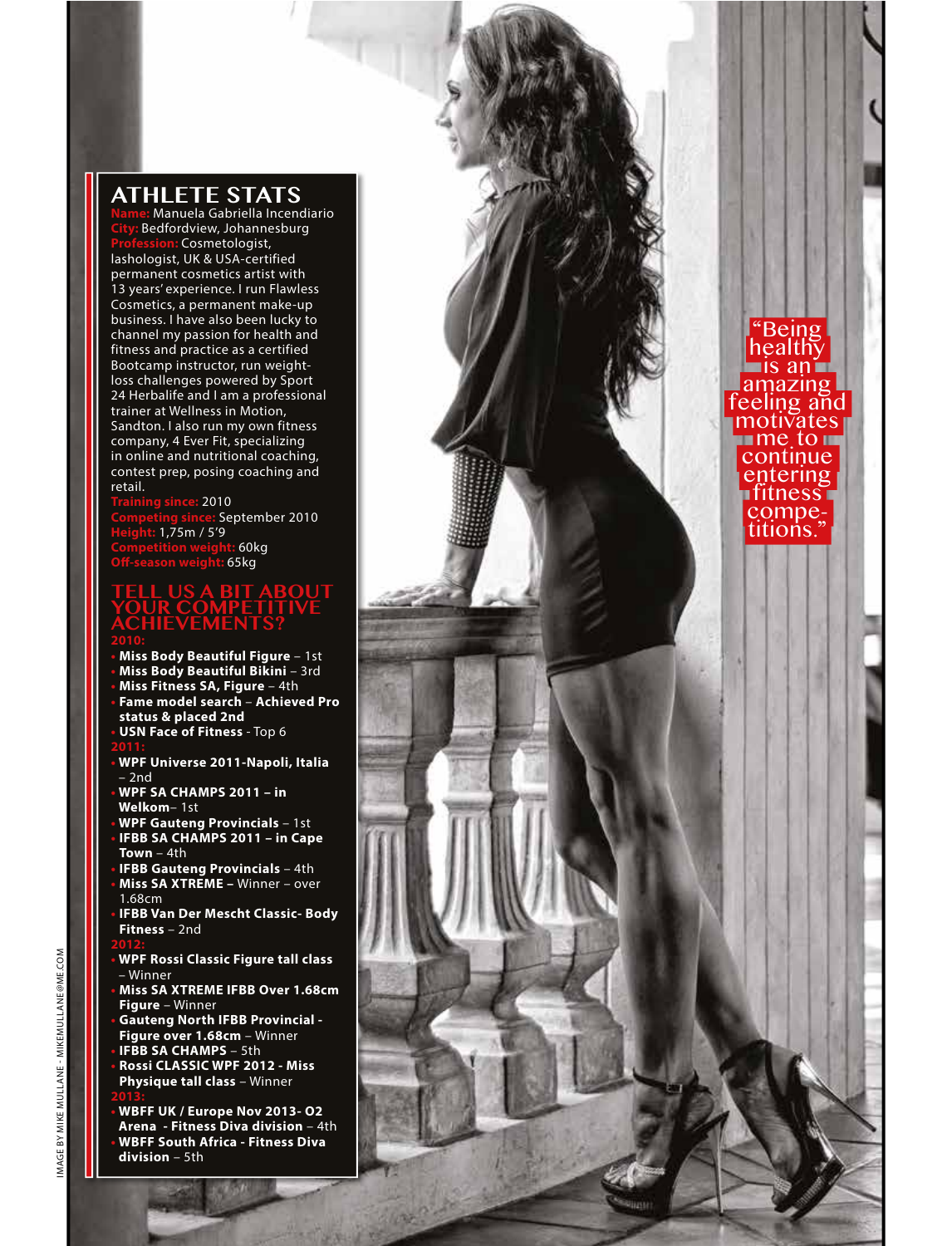## ATHLETE STATS

**Name:** Manuela Gabriella Incendiario
**City:** Bedfordview, Johannesburg
**Profession:** Cosmetologist, lashologist, UK & USA-certified permanent cosmetics artist with 13 years' experience. I run Flawless Cosmetics, a permanent make-up business. I have also been lucky to channel my passion for health and fitness and practice as a certified Bootcamp instructor, run weight-loss challenges powered by Sport 24 Herbalife and I am a professional trainer at Wellness in Motion, Sandton. I also run my own fitness company, 4 Ever Fit, specializing in online and nutritional coaching, contest prep, posing coaching and retail.
**Training since:** 2010
**Competing since:** September 2010
**Height:** 1,75m / 5'9
**Competition weight:** 60kg
**Off-season weight:** 65kg

### TELL US A BIT ABOUT YOUR COMPETITIVE ACHIEVEMENTS?

**2010:**

- **Miss Body Beautiful Figure** – 1st
- **Miss Body Beautiful Bikini** – 3rd
- **Miss Fitness SA, Figure** – 4th
- **Fame model search – Achieved Pro status & placed 2nd**
- **USN Face of Fitness** - Top 6

**2011:**

- **WPF Universe 2011-Napoli, Italia** – 2nd
- **WPF SA CHAMPS 2011 – in Welkom**– 1st
- **WPF Gauteng Provincials** – 1st
- **IFBB SA CHAMPS 2011 – in Cape Town** – 4th
- **IFBB Gauteng Provincials** – 4th
- **Miss SA XTREME –** Winner – over 1.68cm
- **IFBB Van Der Mescht Classic- Body Fitness** – 2nd

**2012:**

- **WPF Rossi Classic Figure tall class** – Winner
- **Miss SA XTREME IFBB Over 1.68cm Figure** – Winner
- **Gauteng North IFBB Provincial - Figure over 1.68cm** – Winner
- **IFBB SA CHAMPS** – 5th
- **Rossi CLASSIC WPF 2012 - Miss Physique tall class** – Winner

**2013:**

- **WBFF UK / Europe Nov 2013- O2 Arena - Fitness Diva division** – 4th
- **WBFF South Africa - Fitness Diva division** – 5th

"Being healthy is an amazing feeling and motivates me to continue entering fitness competitions."

IMAGE BY MIKE MULLANE - MIKEMULLANE@ME.COM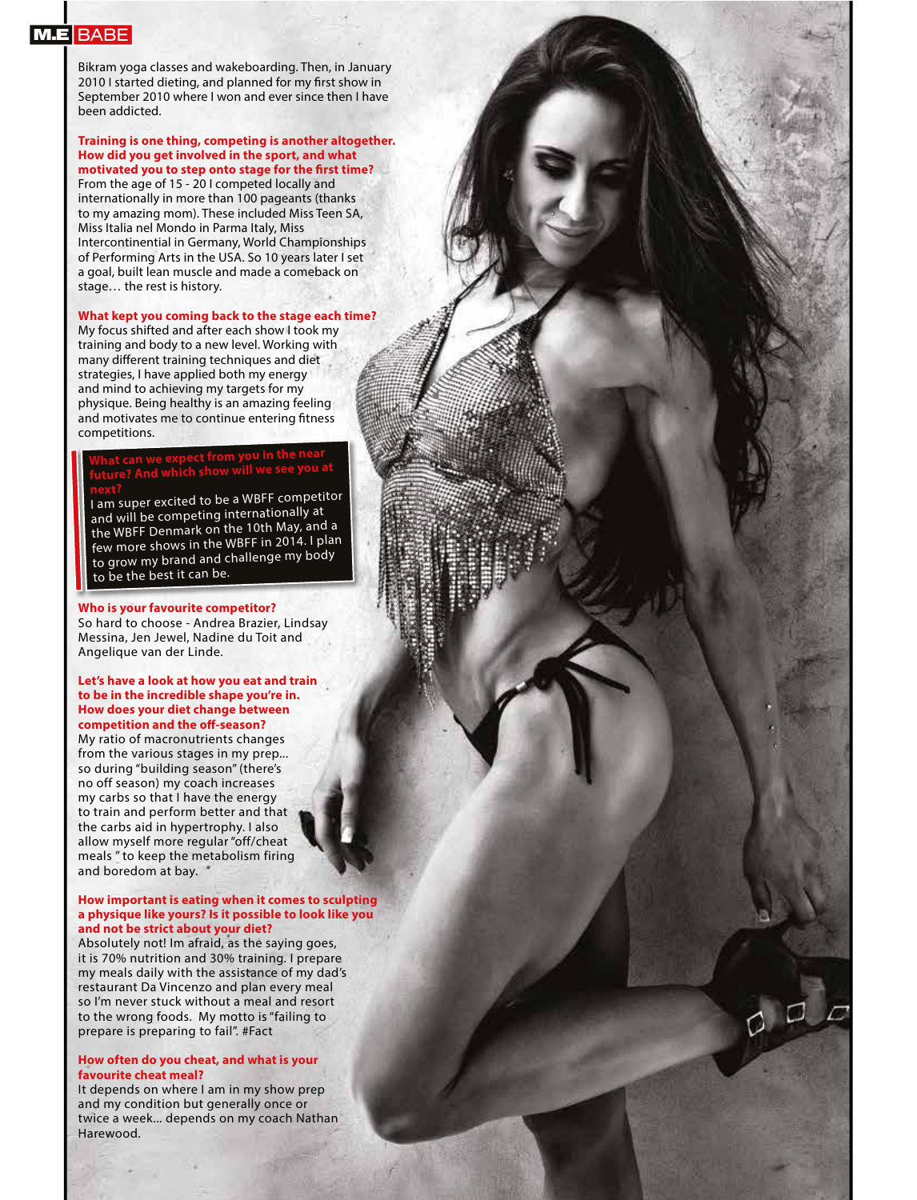Bikram yoga classes and wakeboarding. Then, in January 2010 I started dieting, and planned for my first show in September 2010 where I won and ever since then I have been addicted.

**Training is one thing, competing is another altogether. How did you get involved in the sport, and what motivated you to step onto stage for the first time?**
From the age of 15 - 20 I competed locally and internationally in more than 100 pageants (thanks to my amazing mom). These included Miss Teen SA, Miss Italia nel Mondo in Parma Italy, Miss Intercontinental in Germany, World Championships of Performing Arts in the USA. So 10 years later I set a goal, built lean muscle and made a comeback on stage… the rest is history.

**What kept you coming back to the stage each time?**
My focus shifted and after each show I took my training and body to a new level. Working with many different training techniques and diet strategies, I have applied both my energy and mind to achieving my targets for my physique. Being healthy is an amazing feeling and motivates me to continue entering fitness competitions.

**What can we expect from you in the near future? And which show will we see you at next?**
I am super excited to be a WBFF competitor and will be competing internationally at the WBFF Denmark on the 10th May, and a few more shows in the WBFF in 2014. I plan to grow my brand and challenge my body to be the best it can be.

**Who is your favourite competitor?**
So hard to choose - Andrea Brazier, Lindsay Messina, Jen Jewel, Nadine du Toit and Angelique van der Linde.

**Let's have a look at how you eat and train to be in the incredible shape you're in. How does your diet change between competition and the off-season?**
My ratio of macronutrients changes from the various stages in my prep... so during "building season" (there's no off season) my coach increases my carbs so that I have the energy to train and perform better and that the carbs aid in hypertrophy. I also allow myself more regular "off/cheat meals " to keep the metabolism firing and boredom at bay.

**How important is eating when it comes to sculpting a physique like yours? Is it possible to look like you and not be strict about your diet?**
Absolutely not! Im afraid, as the saying goes, it is 70% nutrition and 30% training. I prepare my meals daily with the assistance of my dad's restaurant Da Vincenzo and plan every meal so I'm never stuck without a meal and resort to the wrong foods. My motto is "failing to prepare is preparing to fail". #Fact

**How often do you cheat, and what is your favourite cheat meal?**
It depends on where I am in my show prep and my condition but generally once or twice a week... depends on my coach Nathan Harewood.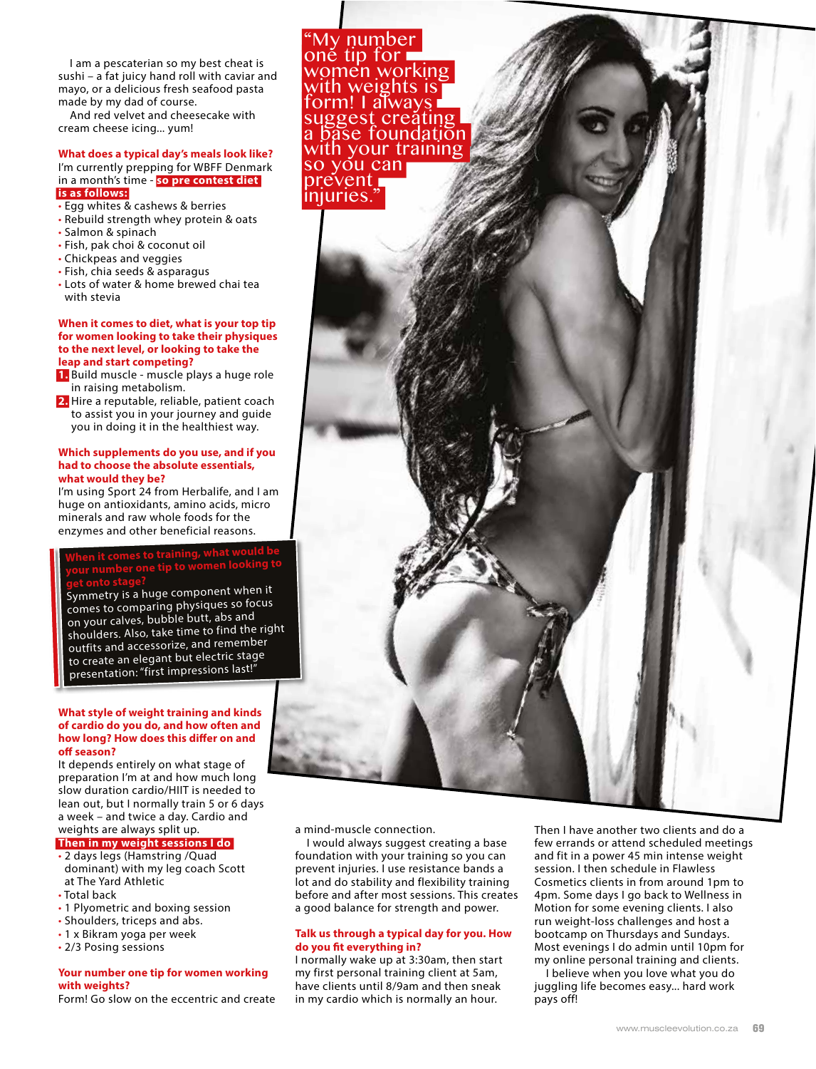I am a pescaterian so my best cheat is sushi – a fat juicy hand roll with caviar and mayo, or a delicious fresh seafood pasta made by my dad of course.

And red velvet and cheesecake with cream cheese icing... yum!

**What does a typical day's meals look like?**

I'm currently prepping for WBFF Denmark in a month's time - **so pre contest diet is as follows:**

- Egg whites & cashews & berries
- Rebuild strength whey protein & oats
- Salmon & spinach
- Fish, pak choi & coconut oil
- Chickpeas and veggies
- Fish, chia seeds & asparagus
- Lots of water & home brewed chai tea with stevia

**When it comes to diet, what is your top tip for women looking to take their physiques to the next level, or looking to take the leap and start competing?**

1. Build muscle - muscle plays a huge role in raising metabolism.
2. Hire a reputable, reliable, patient coach to assist you in your journey and guide you in doing it in the healthiest way.

**Which supplements do you use, and if you had to choose the absolute essentials, what would they be?**

I'm using Sport 24 from Herbalife, and I am huge on antioxidants, amino acids, micro minerals and raw whole foods for the enzymes and other beneficial reasons.

**When it comes to training, what would be your number one tip to women looking to get onto stage?**

Symmetry is a huge component when it comes to comparing physiques so focus on your calves, bubble butt, abs and shoulders. Also, take time to find the right outfits and accessorize, and remember to create an elegant but electric stage presentation: "first impressions last!"

> "My number one tip for women working with weights is form! I always suggest creating a base foundation with your training so you can prevent injuries."

**What style of weight training and kinds of cardio do you do, and how often and how long? How does this differ on and off season?**

It depends entirely on what stage of preparation I'm at and how much long slow duration cardio/HIIT is needed to lean out, but I normally train 5 or 6 days a week – and twice a day. Cardio and weights are always split up.

**Then in my weight sessions I do**

- 2 days legs (Hamstring /Quad dominant) with my leg coach Scott at The Yard Athletic
- Total back
- 1 x Plyometric and boxing session
- Shoulders, triceps and abs.
- 1 x Bikram yoga per week
- 2/3 Posing sessions

**Your number one tip for women working with weights?**

Form! Go slow on the eccentric and create a mind-muscle connection.

I would always suggest creating a base foundation with your training so you can prevent injuries. I use resistance bands a lot and do stability and flexibility training before and after most sessions. This creates a good balance for strength and power.

**Talk us through a typical day for you. How do you fit everything in?**

I normally wake up at 3:30am, then start my first personal training client at 5am, have clients until 8/9am and then sneak in my cardio which is normally an hour. Then I have another two clients and do a few errands or attend scheduled meetings and fit in a power 45 min intense weight session. I then schedule in Flawless Cosmetics clients in from around 1pm to 4pm. Some days I go back to Wellness in Motion for some evening clients. I also run weight-loss challenges and host a bootcamp on Thursdays and Sundays. Most evenings I do admin until 10pm for my online personal training and clients.

I believe when you love what you do juggling life becomes easy... hard work pays off!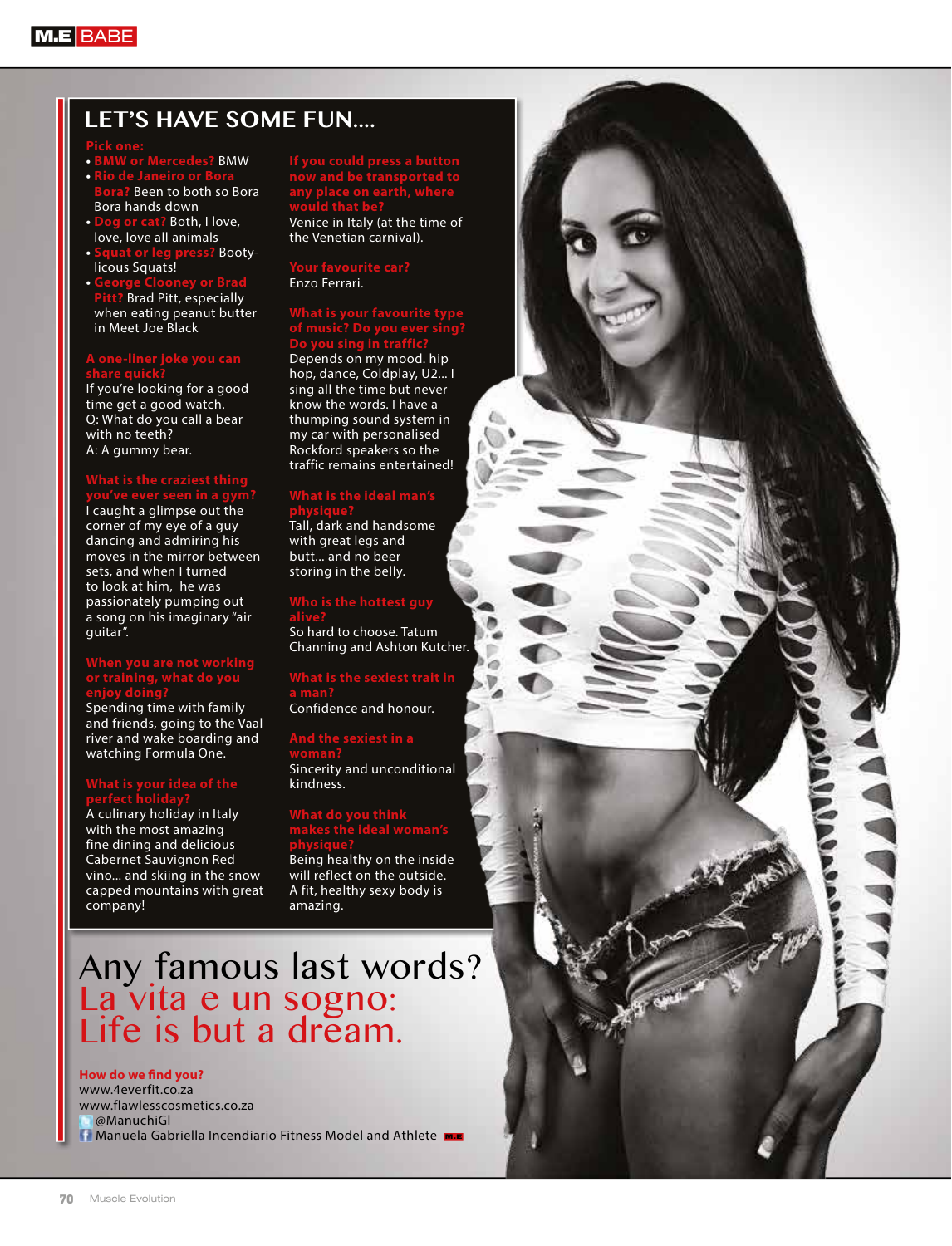## LET'S HAVE SOME FUN....

**Pick one:**

- **BMW or Mercedes?** BMW
- **Rio de Janeiro or Bora Bora?** Been to both so Bora Bora hands down
- **Dog or cat?** Both, I love, love, love all animals
- **Squat or leg press?** Booty-licous Squats!
- **George Clooney or Brad Pitt?** Brad Pitt, especially when eating peanut butter in Meet Joe Black

**A one-liner joke you can share quick?**
If you're looking for a good time get a good watch.
Q: What do you call a bear with no teeth?
A: A gummy bear.

**What is the craziest thing you've ever seen in a gym?**
I caught a glimpse out the corner of my eye of a guy dancing and admiring his moves in the mirror between sets, and when I turned to look at him, he was passionately pumping out a song on his imaginary "air guitar".

**When you are not working or training, what do you enjoy doing?**
Spending time with family and friends, going to the Vaal river and wake boarding and watching Formula One.

**What is your idea of the perfect holiday?**
A culinary holiday in Italy with the most amazing fine dining and delicious Cabernet Sauvignon Red vino... and skiing in the snow capped mountains with great company!

**If you could press a button now and be transported to any place on earth, where would that be?**
Venice in Italy (at the time of the Venetian carnival).

**Your favourite car?**
Enzo Ferrari.

**What is your favourite type of music? Do you ever sing? Do you sing in traffic?**
Depends on my mood. hip hop, dance, Coldplay, U2... I sing all the time but never know the words. I have a thumping sound system in my car with personalised Rockford speakers so the traffic remains entertained!

**What is the ideal man's physique?**
Tall, dark and handsome with great legs and butt... and no beer storing in the belly.

**Who is the hottest guy alive?**
So hard to choose. Tatum Channing and Ashton Kutcher.

**What is the sexiest trait in a man?**
Confidence and honour.

**And the sexiest in a woman?**
Sincerity and unconditional kindness.

**What do you think makes the ideal woman's physique?**
Being healthy on the inside will reflect on the outside. A fit, healthy sexy body is amazing.

## Any famous last words?
## La vita e un sogno: Life is but a dream.

**How do we find you?**
www.4everfit.co.za
www.flawlesscosmetics.co.za
@ManuchiGl
Manuela Gabriella Incendiario Fitness Model and Athlete